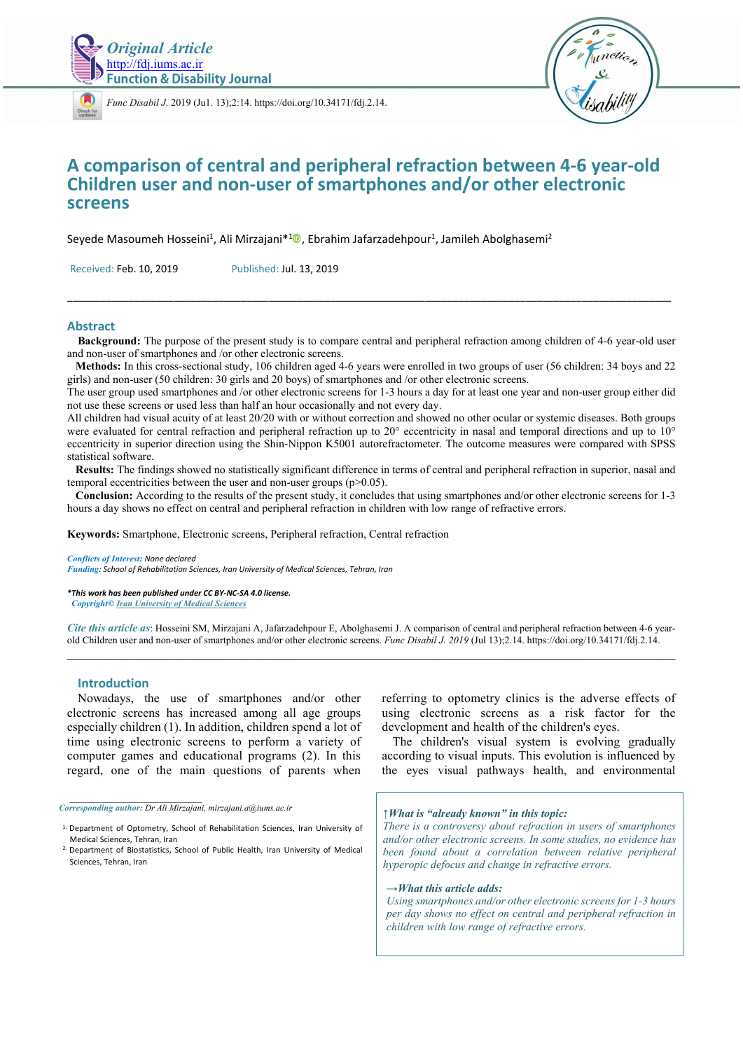Original Article
http://fdj.iums.ac.ir
Function & Disability Journal

*Func Disabil J.* 2019 (Jul. 13);2:14. https://doi.org/10.34171/fdj.2.14.

# A comparison of central and peripheral refraction between 4-6 year-old Children user and non-user of smartphones and/or other electronic screens

Seyede Masoumeh Hosseini[1], Ali Mirzajani*[1], Ebrahim Jafarzadehpour[1], Jamileh Abolghasemi[2]

Received: Feb. 10, 2019 Published: Jul. 13, 2019

## Abstract

**Background:** The purpose of the present study is to compare central and peripheral refraction among children of 4-6 year-old user and non-user of smartphones and /or other electronic screens.

**Methods:** In this cross-sectional study, 106 children aged 4-6 years were enrolled in two groups of user (56 children: 34 boys and 22 girls) and non-user (50 children: 30 girls and 20 boys) of smartphones and /or other electronic screens.

The user group used smartphones and /or other electronic screens for 1-3 hours a day for at least one year and non-user group either did not use these screens or used less than half an hour occasionally and not every day.

All children had visual acuity of at least 20/20 with or without correction and showed no other ocular or systemic diseases. Both groups were evaluated for central refraction and peripheral refraction up to 20° eccentricity in nasal and temporal directions and up to 10° eccentricity in superior direction using the Shin-Nippon K5001 autorefractometer. The outcome measures were compared with SPSS statistical software.

**Results:** The findings showed no statistically significant difference in terms of central and peripheral refraction in superior, nasal and temporal eccentricities between the user and non-user groups ($p>0.05$).

**Conclusion:** According to the results of the present study, it concludes that using smartphones and/or other electronic screens for 1-3 hours a day shows no effect on central and peripheral refraction in children with low range of refractive errors.

**Keywords:** Smartphone, Electronic screens, Peripheral refraction, Central refraction

*Conflicts of Interest:* None declared
*Funding:* School of Rehabilitation Sciences, Iran University of Medical Sciences, Tehran, Iran

***This work has been published under CC BY-NC-SA 4.0 license.**
*Copyright©* *Iran University of Medical Sciences*

*Cite this article as*: Hosseini SM, Mirzajani A, Jafarzadehpour E, Abolghasemi J. A comparison of central and peripheral refraction between 4-6 year-old Children user and non-user of smartphones and/or other electronic screens. *Func Disabil J. 2019* (Jul 13);2.14. https://doi.org/10.34171/fdj.2.14.

## Introduction

Nowadays, the use of smartphones and/or other electronic screens has increased among all age groups especially children (1). In addition, children spend a lot of time using electronic screens to perform a variety of computer games and educational programs (2). In this regard, one of the main questions of parents when referring to optometry clinics is the adverse effects of using electronic screens as a risk factor for the development and health of the children's eyes.

The children's visual system is evolving gradually according to visual inputs. This evolution is influenced by the eyes visual pathways health, and environmental

*Corresponding author: Dr Ali Mirzajani, mirzajani.a@iums.ac.ir*

1. Department of Optometry, School of Rehabilitation Sciences, Iran University of Medical Sciences, Tehran, Iran
2. Department of Biostatistics, School of Public Health, Iran University of Medical Sciences, Tehran, Iran

↑***What is "already known" in this topic:***
*There is a controversy about refraction in users of smartphones and/or other electronic screens. In some studies, no evidence has been found about a correlation between relative peripheral hyperopic defocus and change in refractive errors.*

→***What this article adds:***
*Using smartphones and/or other electronic screens for 1-3 hours per day shows no effect on central and peripheral refraction in children with low range of refractive errors.*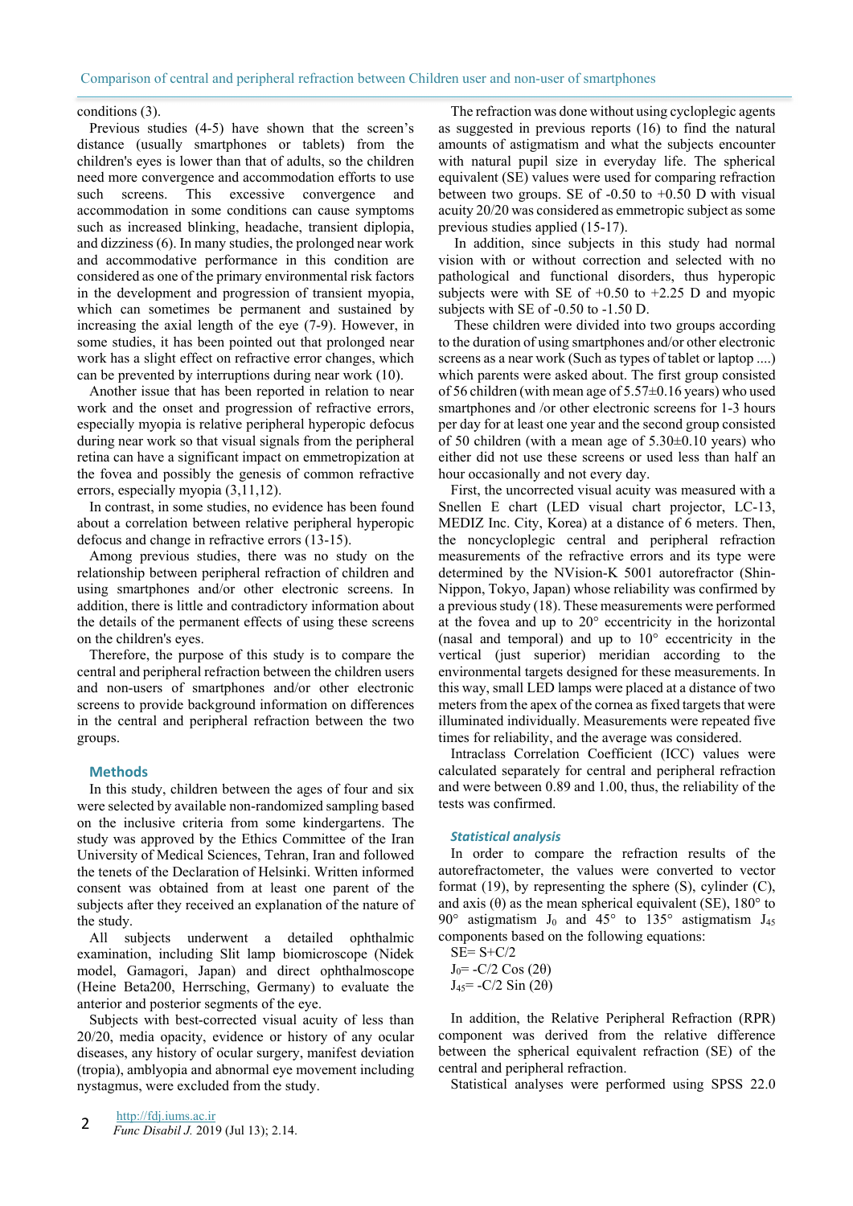conditions (3).

Previous studies (4-5) have shown that the screen's distance (usually smartphones or tablets) from the children's eyes is lower than that of adults, so the children need more convergence and accommodation efforts to use such screens. This excessive convergence and accommodation in some conditions can cause symptoms such as increased blinking, headache, transient diplopia, and dizziness (6). In many studies, the prolonged near work and accommodative performance in this condition are considered as one of the primary environmental risk factors in the development and progression of transient myopia, which can sometimes be permanent and sustained by increasing the axial length of the eye (7-9). However, in some studies, it has been pointed out that prolonged near work has a slight effect on refractive error changes, which can be prevented by interruptions during near work (10).

Another issue that has been reported in relation to near work and the onset and progression of refractive errors, especially myopia is relative peripheral hyperopic defocus during near work so that visual signals from the peripheral retina can have a significant impact on emmetropization at the fovea and possibly the genesis of common refractive errors, especially myopia (3,11,12).

In contrast, in some studies, no evidence has been found about a correlation between relative peripheral hyperopic defocus and change in refractive errors (13-15).

Among previous studies, there was no study on the relationship between peripheral refraction of children and using smartphones and/or other electronic screens. In addition, there is little and contradictory information about the details of the permanent effects of using these screens on the children's eyes.

Therefore, the purpose of this study is to compare the central and peripheral refraction between the children users and non-users of smartphones and/or other electronic screens to provide background information on differences in the central and peripheral refraction between the two groups.

## Methods

In this study, children between the ages of four and six were selected by available non-randomized sampling based on the inclusive criteria from some kindergartens. The study was approved by the Ethics Committee of the Iran University of Medical Sciences, Tehran, Iran and followed the tenets of the Declaration of Helsinki. Written informed consent was obtained from at least one parent of the subjects after they received an explanation of the nature of the study.

All subjects underwent a detailed ophthalmic examination, including Slit lamp biomicroscope (Nidek model, Gamagori, Japan) and direct ophthalmoscope (Heine Beta200, Herrsching, Germany) to evaluate the anterior and posterior segments of the eye.

Subjects with best-corrected visual acuity of less than 20/20, media opacity, evidence or history of any ocular diseases, any history of ocular surgery, manifest deviation (tropia), amblyopia and abnormal eye movement including nystagmus, were excluded from the study.

The refraction was done without using cycloplegic agents as suggested in previous reports (16) to find the natural amounts of astigmatism and what the subjects encounter with natural pupil size in everyday life. The spherical equivalent (SE) values were used for comparing refraction between two groups. SE of -0.50 to +0.50 D with visual acuity 20/20 was considered as emmetropic subject as some previous studies applied (15-17).

In addition, since subjects in this study had normal vision with or without correction and selected with no pathological and functional disorders, thus hyperopic subjects were with SE of +0.50 to +2.25 D and myopic subjects with SE of -0.50 to -1.50 D.

These children were divided into two groups according to the duration of using smartphones and/or other electronic screens as a near work (Such as types of tablet or laptop ....) which parents were asked about. The first group consisted of 56 children (with mean age of 5.57±0.16 years) who used smartphones and /or other electronic screens for 1-3 hours per day for at least one year and the second group consisted of 50 children (with a mean age of 5.30±0.10 years) who either did not use these screens or used less than half an hour occasionally and not every day.

First, the uncorrected visual acuity was measured with a Snellen E chart (LED visual chart projector, LC-13, MEDIZ Inc. City, Korea) at a distance of 6 meters. Then, the noncycloplegic central and peripheral refraction measurements of the refractive errors and its type were determined by the NVision-K 5001 autorefractor (Shin-Nippon, Tokyo, Japan) whose reliability was confirmed by a previous study (18). These measurements were performed at the fovea and up to 20° eccentricity in the horizontal (nasal and temporal) and up to 10° eccentricity in the vertical (just superior) meridian according to the environmental targets designed for these measurements. In this way, small LED lamps were placed at a distance of two meters from the apex of the cornea as fixed targets that were illuminated individually. Measurements were repeated five times for reliability, and the average was considered.

Intraclass Correlation Coefficient (ICC) values were calculated separately for central and peripheral refraction and were between 0.89 and 1.00, thus, the reliability of the tests was confirmed.

### *Statistical analysis*

In order to compare the refraction results of the autorefractometer, the values were converted to vector format (19), by representing the sphere (S), cylinder (C), and axis (θ) as the mean spherical equivalent (SE), 180° to 90° astigmatism $J_0$ and 45° to 135° astigmatism $J_{45}$ components based on the following equations:

$SE = S + C/2$

$J_0 = -C/2 \, \text{Cos} \, (2\theta)$

$J_{45} = -C/2 \, \text{Sin} \, (2\theta)$

In addition, the Relative Peripheral Refraction (RPR) component was derived from the relative difference between the spherical equivalent refraction (SE) of the central and peripheral refraction.

Statistical analyses were performed using SPSS 22.0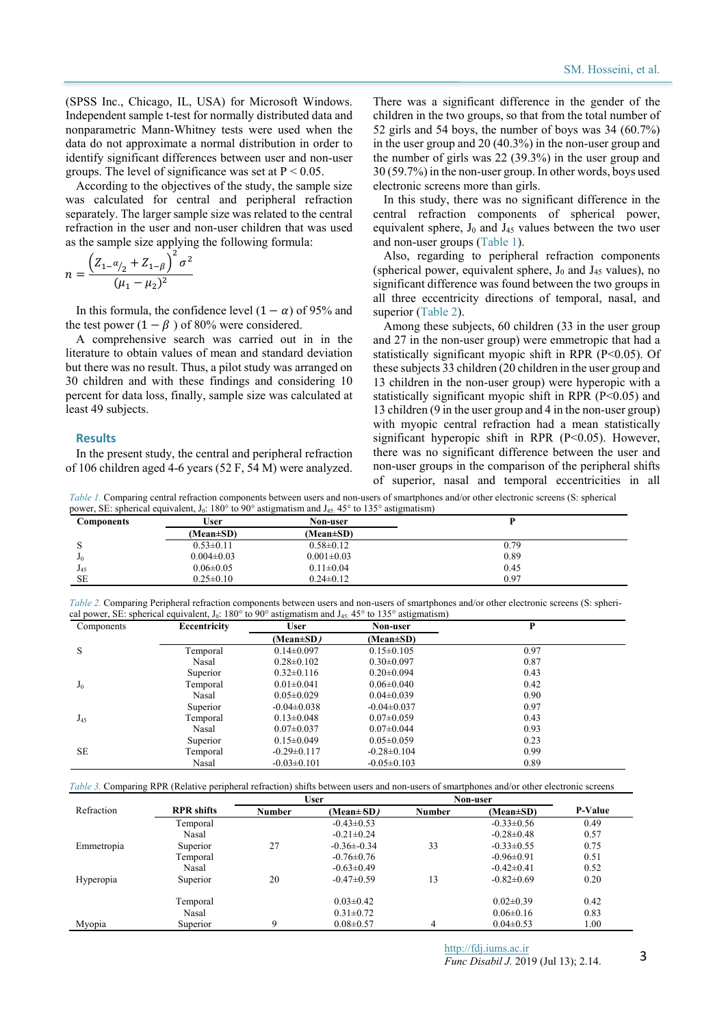(SPSS Inc., Chicago, IL, USA) for Microsoft Windows. Independent sample t-test for normally distributed data and nonparametric Mann-Whitney tests were used when the data do not approximate a normal distribution in order to identify significant differences between user and non-user groups. The level of significance was set at P < 0.05.

According to the objectives of the study, the sample size was calculated for central and peripheral refraction separately. The larger sample size was related to the central refraction in the user and non-user children that was used as the sample size applying the following formula:

$$n = \frac{\left(Z_{1-\alpha/2} + Z_{1-\beta}\right)^2 \sigma^2}{(\mu_1 - \mu_2)^2}$$

In this formula, the confidence level $(1-\alpha)$ of 95% and the test power $(1-\beta)$ of 80% were considered.

A comprehensive search was carried out in in the literature to obtain values of mean and standard deviation but there was no result. Thus, a pilot study was arranged on 30 children and with these findings and considering 10 percent for data loss, finally, sample size was calculated at least 49 subjects.

## Results

In the present study, the central and peripheral refraction of 106 children aged 4-6 years (52 F, 54 M) were analyzed. There was a significant difference in the gender of the children in the two groups, so that from the total number of 52 girls and 54 boys, the number of boys was 34 (60.7%) in the user group and 20 (40.3%) in the non-user group and the number of girls was 22 (39.3%) in the user group and 30 (59.7%) in the non-user group. In other words, boys used electronic screens more than girls.

In this study, there was no significant difference in the central refraction components of spherical power, equivalent sphere, $J_0$ and $J_{45}$ values between the two user and non-user groups (Table 1).

Also, regarding to peripheral refraction components (spherical power, equivalent sphere, $J_0$ and $J_{45}$ values), no significant difference was found between the two groups in all three eccentricity directions of temporal, nasal, and superior (Table 2).

Among these subjects, 60 children (33 in the user group and 27 in the non-user group) were emmetropic that had a statistically significant myopic shift in RPR (P<0.05). Of these subjects 33 children (20 children in the user group and 13 children in the non-user group) were hyperopic with a statistically significant myopic shift in RPR (P<0.05) and 13 children (9 in the user group and 4 in the non-user group) with myopic central refraction had a mean statistically significant hyperopic shift in RPR (P<0.05). However, there was no significant difference between the user and non-user groups in the comparison of the peripheral shifts of superior, nasal and temporal eccentricities in all

*Table 1.* Comparing central refraction components between users and non-users of smartphones and/or other electronic screens (S: spherical power, SE: spherical equivalent, $J_0$: 180° to 90° astigmatism and $J_{45}$: 45° to 135° astigmatism)

| Components | User (Mean±SD) | Non-user (Mean±SD) | P |
|---|---|---|---|
| S | 0.53±0.11 | 0.58±0.12 | 0.79 |
| $J_0$ | 0.004±0.03 | 0.001±0.03 | 0.89 |
| $J_{45}$ | 0.06±0.05 | 0.11±0.04 | 0.45 |
| SE | 0.25±0.10 | 0.24±0.12 | 0.97 |

*Table 2.* Comparing Peripheral refraction components between users and non-users of smartphones and/or other electronic screens (S: spherical power, SE: spherical equivalent, $J_0$: 180° to 90° astigmatism and $J_{45}$: 45° to 135° astigmatism)

| Components | Eccentricity | User (Mean±SD) | Non-user (Mean±SD) | P |
|---|---|---|---|---|
| S | Temporal | 0.14±0.097 | 0.15±0.105 | 0.97 |
| | Nasal | 0.28±0.102 | 0.30±0.097 | 0.87 |
| | Superior | 0.32±0.116 | 0.20±0.094 | 0.43 |
| $J_0$ | Temporal | 0.01±0.041 | 0.06±0.040 | 0.42 |
| | Nasal | 0.05±0.029 | 0.04±0.039 | 0.90 |
| | Superior | -0.04±0.038 | -0.04±0.037 | 0.97 |
| $J_{45}$ | Temporal | 0.13±0.048 | 0.07±0.059 | 0.43 |
| | Nasal | 0.07±0.037 | 0.07±0.044 | 0.93 |
| | Superior | 0.15±0.049 | 0.05±0.059 | 0.23 |
| SE | Temporal | -0.29±0.117 | -0.28±0.104 | 0.99 |
| | Nasal | -0.03±0.101 | -0.05±0.103 | 0.89 |

*Table 3.* Comparing RPR (Relative peripheral refraction) shifts between users and non-users of smartphones and/or other electronic screens

| Refraction | RPR shifts | User | | Non-user | | P-Value |
|---|---|---|---|---|---|---|
| | | Number | (Mean±SD) | Number | (Mean±SD) | |
| | Temporal | | -0.43±0.53 | | -0.33±0.56 | 0.49 |
| | Nasal | | -0.21±0.24 | | -0.28±0.48 | 0.57 |
| Emmetropia | Superior | 27 | -0.36±-0.34 | 33 | -0.33±0.55 | 0.75 |
| | Temporal | | -0.76±0.76 | | -0.96±0.91 | 0.51 |
| | Nasal | | -0.63±0.49 | | -0.42±0.41 | 0.52 |
| Hyperopia | Superior | 20 | -0.47±0.59 | 13 | -0.82±0.69 | 0.20 |
| | Temporal | | 0.03±0.42 | | 0.02±0.39 | 0.42 |
| | Nasal | | 0.31±0.72 | | 0.06±0.16 | 0.83 |
| Myopia | Superior | 9 | 0.08±0.57 | 4 | 0.04±0.53 | 1.00 |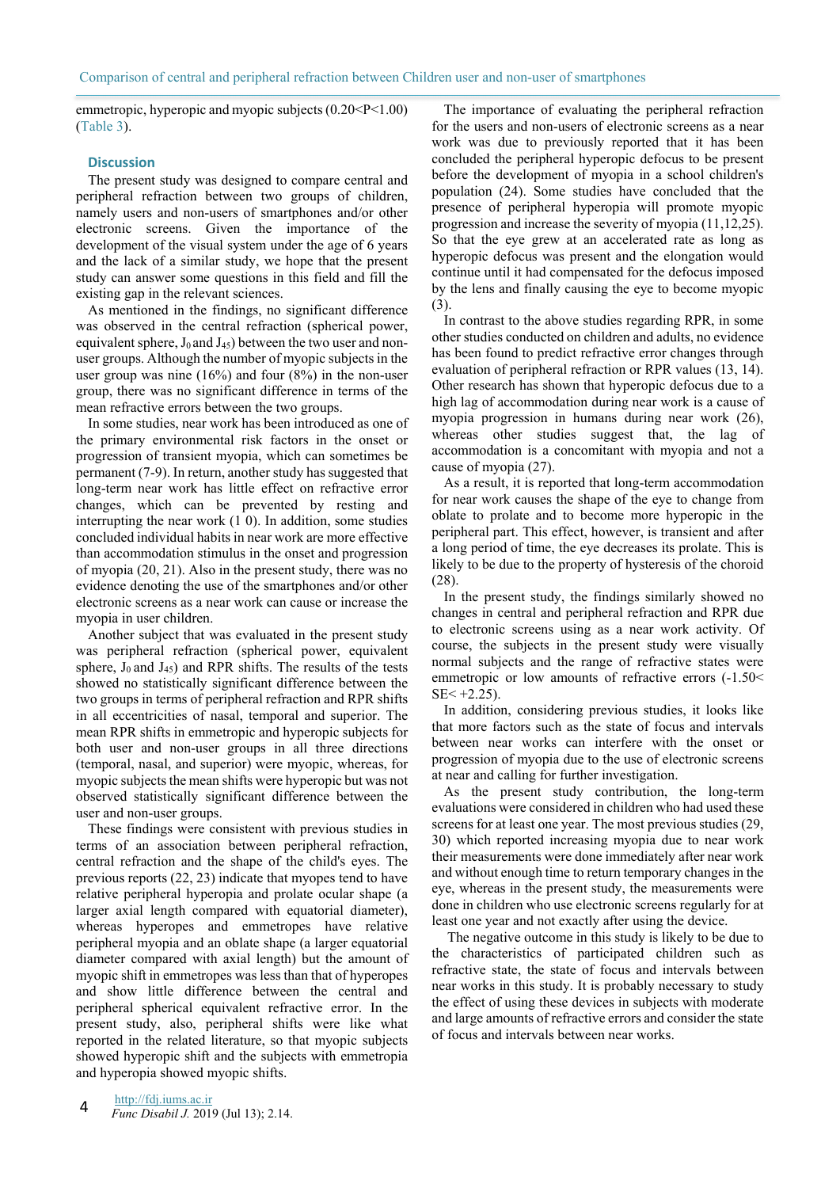emmetropic, hyperopic and myopic subjects (0.20<P<1.00) (Table 3).

## Discussion

The present study was designed to compare central and peripheral refraction between two groups of children, namely users and non-users of smartphones and/or other electronic screens. Given the importance of the development of the visual system under the age of 6 years and the lack of a similar study, we hope that the present study can answer some questions in this field and fill the existing gap in the relevant sciences.

As mentioned in the findings, no significant difference was observed in the central refraction (spherical power, equivalent sphere, $J_0$ and $J_{45}$) between the two user and non-user groups. Although the number of myopic subjects in the user group was nine (16%) and four (8%) in the non-user group, there was no significant difference in terms of the mean refractive errors between the two groups.

In some studies, near work has been introduced as one of the primary environmental risk factors in the onset or progression of transient myopia, which can sometimes be permanent (7-9). In return, another study has suggested that long-term near work has little effect on refractive error changes, which can be prevented by resting and interrupting the near work (1 0). In addition, some studies concluded individual habits in near work are more effective than accommodation stimulus in the onset and progression of myopia (20, 21). Also in the present study, there was no evidence denoting the use of the smartphones and/or other electronic screens as a near work can cause or increase the myopia in user children.

Another subject that was evaluated in the present study was peripheral refraction (spherical power, equivalent sphere, $J_0$ and $J_{45}$) and RPR shifts. The results of the tests showed no statistically significant difference between the two groups in terms of peripheral refraction and RPR shifts in all eccentricities of nasal, temporal and superior. The mean RPR shifts in emmetropic and hyperopic subjects for both user and non-user groups in all three directions (temporal, nasal, and superior) were myopic, whereas, for myopic subjects the mean shifts were hyperopic but was not observed statistically significant difference between the user and non-user groups.

These findings were consistent with previous studies in terms of an association between peripheral refraction, central refraction and the shape of the child's eyes. The previous reports (22, 23) indicate that myopes tend to have relative peripheral hyperopia and prolate ocular shape (a larger axial length compared with equatorial diameter), whereas hyperopes and emmetropes have relative peripheral myopia and an oblate shape (a larger equatorial diameter compared with axial length) but the amount of myopic shift in emmetropes was less than that of hyperopes and show little difference between the central and peripheral spherical equivalent refractive error. In the present study, also, peripheral shifts were like what reported in the related literature, so that myopic subjects showed hyperopic shift and the subjects with emmetropia and hyperopia showed myopic shifts.

The importance of evaluating the peripheral refraction for the users and non-users of electronic screens as a near work was due to previously reported that it has been concluded the peripheral hyperopic defocus to be present before the development of myopia in a school children's population (24). Some studies have concluded that the presence of peripheral hyperopia will promote myopic progression and increase the severity of myopia (11,12,25). So that the eye grew at an accelerated rate as long as hyperopic defocus was present and the elongation would continue until it had compensated for the defocus imposed by the lens and finally causing the eye to become myopic (3).

In contrast to the above studies regarding RPR, in some other studies conducted on children and adults, no evidence has been found to predict refractive error changes through evaluation of peripheral refraction or RPR values (13, 14). Other research has shown that hyperopic defocus due to a high lag of accommodation during near work is a cause of myopia progression in humans during near work (26), whereas other studies suggest that, the lag of accommodation is a concomitant with myopia and not a cause of myopia (27).

As a result, it is reported that long-term accommodation for near work causes the shape of the eye to change from oblate to prolate and to become more hyperopic in the peripheral part. This effect, however, is transient and after a long period of time, the eye decreases its prolate. This is likely to be due to the property of hysteresis of the choroid (28).

In the present study, the findings similarly showed no changes in central and peripheral refraction and RPR due to electronic screens using as a near work activity. Of course, the subjects in the present study were visually normal subjects and the range of refractive states were emmetropic or low amounts of refractive errors (-1.50< SE< +2.25).

In addition, considering previous studies, it looks like that more factors such as the state of focus and intervals between near works can interfere with the onset or progression of myopia due to the use of electronic screens at near and calling for further investigation.

As the present study contribution, the long-term evaluations were considered in children who had used these screens for at least one year. The most previous studies (29, 30) which reported increasing myopia due to near work their measurements were done immediately after near work and without enough time to return temporary changes in the eye, whereas in the present study, the measurements were done in children who use electronic screens regularly for at least one year and not exactly after using the device.

The negative outcome in this study is likely to be due to the characteristics of participated children such as refractive state, the state of focus and intervals between near works in this study. It is probably necessary to study the effect of using these devices in subjects with moderate and large amounts of refractive errors and consider the state of focus and intervals between near works.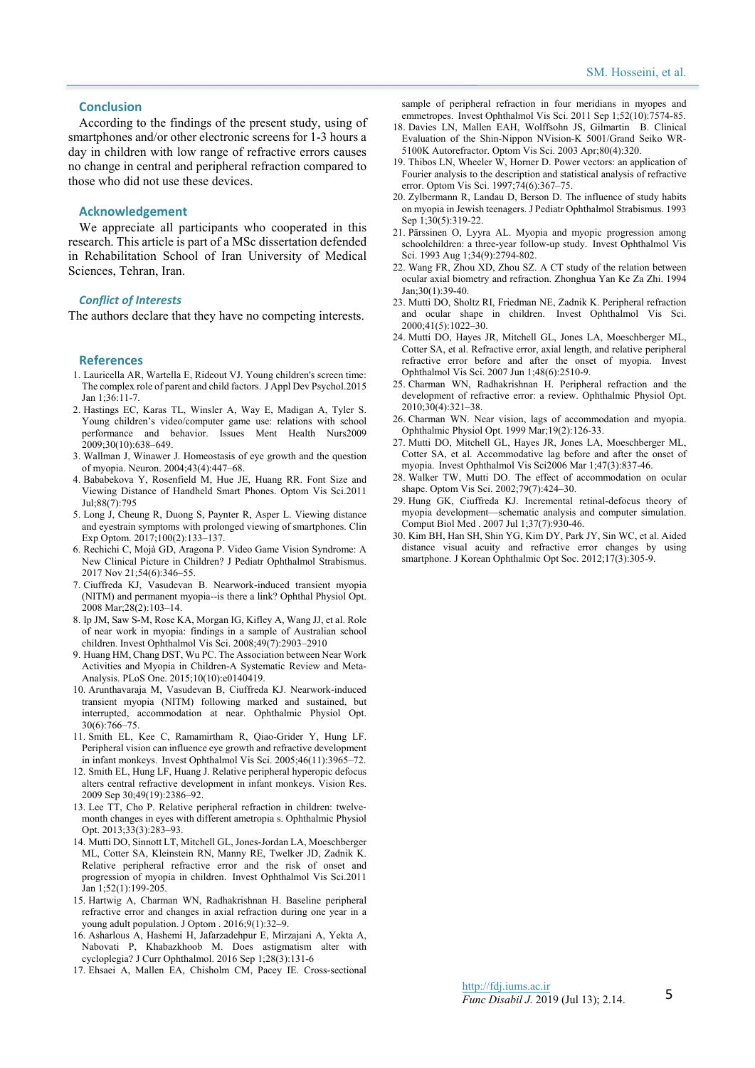## Conclusion

According to the findings of the present study, using of smartphones and/or other electronic screens for 1-3 hours a day in children with low range of refractive errors causes no change in central and peripheral refraction compared to those who did not use these devices.

## Acknowledgement

We appreciate all participants who cooperated in this research. This article is part of a MSc dissertation defended in Rehabilitation School of Iran University of Medical Sciences, Tehran, Iran.

### *Conflict of Interests*

The authors declare that they have no competing interests.

## References

1. Lauricella AR, Wartella E, Rideout VJ. Young children's screen time: The complex role of parent and child factors. J Appl Dev Psychol.2015 Jan 1;36:11-7.
2. Hastings EC, Karas TL, Winsler A, Way E, Madigan A, Tyler S. Young children's video/computer game use: relations with school performance and behavior. Issues Ment Health Nurs2009 2009;30(10):638–649.
3. Wallman J, Winawer J. Homeostasis of eye growth and the question of myopia. Neuron. 2004;43(4):447–68.
4. Bababekova Y, Rosenfield M, Hue JE, Huang RR. Font Size and Viewing Distance of Handheld Smart Phones. Optom Vis Sci.2011 Jul;88(7):795
5. Long J, Cheung R, Duong S, Paynter R, Asper L. Viewing distance and eyestrain symptoms with prolonged viewing of smartphones. Clin Exp Optom. 2017;100(2):133–137.
6. Rechichi C, Mojà GD, Aragona P. Video Game Vision Syndrome: A New Clinical Picture in Children? J Pediatr Ophthalmol Strabismus. 2017 Nov 21;54(6):346–55.
7. Ciuffreda KJ, Vasudevan B. Nearwork-induced transient myopia (NITM) and permanent myopia--is there a link? Ophthal Physiol Opt. 2008 Mar;28(2):103–14.
8. Ip JM, Saw S-M, Rose KA, Morgan IG, Kifley A, Wang JJ, et al. Role of near work in myopia: findings in a sample of Australian school children. Invest Ophthalmol Vis Sci. 2008;49(7):2903–2910
9. Huang HM, Chang DST, Wu PC. The Association between Near Work Activities and Myopia in Children-A Systematic Review and Meta-Analysis. PLoS One. 2015;10(10):e0140419.
10. Arunthavaraja M, Vasudevan B, Ciuffreda KJ. Nearwork-induced transient myopia (NITM) following marked and sustained, but interrupted, accommodation at near. Ophthalmic Physiol Opt. 30(6):766–75.
11. Smith EL, Kee C, Ramamirtham R, Qiao-Grider Y, Hung LF. Peripheral vision can influence eye growth and refractive development in infant monkeys. Invest Ophthalmol Vis Sci. 2005;46(11):3965–72.
12. Smith EL, Hung LF, Huang J. Relative peripheral hyperopic defocus alters central refractive development in infant monkeys. Vision Res. 2009 Sep 30;49(19):2386–92.
13. Lee TT, Cho P. Relative peripheral refraction in children: twelve-month changes in eyes with different ametropia s. Ophthalmic Physiol Opt. 2013;33(3):283–93.
14. Mutti DO, Sinnott LT, Mitchell GL, Jones-Jordan LA, Moeschberger ML, Cotter SA, Kleinstein RN, Manny RE, Twelker JD, Zadnik K. Relative peripheral refractive error and the risk of onset and progression of myopia in children. Invest Ophthalmol Vis Sci.2011 Jan 1;52(1):199-205.
15. Hartwig A, Charman WN, Radhakrishnan H. Baseline peripheral refractive error and changes in axial refraction during one year in a young adult population. J Optom . 2016;9(1):32–9.
16. Asharlous A, Hashemi H, Jafarzadehpur E, Mirzajani A, Yekta A, Nabovati P, Khabazkhoob M. Does astigmatism alter with cycloplegia? J Curr Ophthalmol. 2016 Sep 1;28(3):131-6
17. Ehsaei A, Mallen EA, Chisholm CM, Pacey IE. Cross-sectional sample of peripheral refraction in four meridians in myopes and emmetropes. Invest Ophthalmol Vis Sci. 2011 Sep 1;52(10):7574-85.
18. Davies LN, Mallen EAH, Wolffsohn JS, Gilmartin B. Clinical Evaluation of the Shin-Nippon NVision-K 5001/Grand Seiko WR-5100K Autorefractor. Optom Vis Sci. 2003 Apr;80(4):320.
19. Thibos LN, Wheeler W, Horner D. Power vectors: an application of Fourier analysis to the description and statistical analysis of refractive error. Optom Vis Sci. 1997;74(6):367–75.
20. Zylbermann R, Landau D, Berson D. The influence of study habits on myopia in Jewish teenagers. J Pediatr Ophthalmol Strabismus. 1993 Sep 1;30(5):319-22.
21. Pärssinen O, Lyyra AL. Myopia and myopic progression among schoolchildren: a three-year follow-up study. Invest Ophthalmol Vis Sci. 1993 Aug 1;34(9):2794-802.
22. Wang FR, Zhou XD, Zhou SZ. A CT study of the relation between ocular axial biometry and refraction. Zhonghua Yan Ke Za Zhi. 1994 Jan;30(1):39-40.
23. Mutti DO, Sholtz RI, Friedman NE, Zadnik K. Peripheral refraction and ocular shape in children. Invest Ophthalmol Vis Sci. 2000;41(5):1022–30.
24. Mutti DO, Hayes JR, Mitchell GL, Jones LA, Moeschberger ML, Cotter SA, et al. Refractive error, axial length, and relative peripheral refractive error before and after the onset of myopia. Invest Ophthalmol Vis Sci. 2007 Jun 1;48(6):2510-9.
25. Charman WN, Radhakrishnan H. Peripheral refraction and the development of refractive error: a review. Ophthalmic Physiol Opt. 2010;30(4):321–38.
26. Charman WN. Near vision, lags of accommodation and myopia. Ophthalmic Physiol Opt. 1999 Mar;19(2):126-33.
27. Mutti DO, Mitchell GL, Hayes JR, Jones LA, Moeschberger ML, Cotter SA, et al. Accommodative lag before and after the onset of myopia. Invest Ophthalmol Vis Sci2006 Mar 1;47(3):837-46.
28. Walker TW, Mutti DO. The effect of accommodation on ocular shape. Optom Vis Sci. 2002;79(7):424–30.
29. Hung GK, Ciuffreda KJ. Incremental retinal-defocus theory of myopia development—schematic analysis and computer simulation. Comput Biol Med . 2007 Jul 1;37(7):930-46.
30. Kim BH, Han SH, Shin YG, Kim DY, Park JY, Sin WC, et al. Aided distance visual acuity and refractive error changes by using smartphone. J Korean Ophthalmic Opt Soc. 2012;17(3):305-9.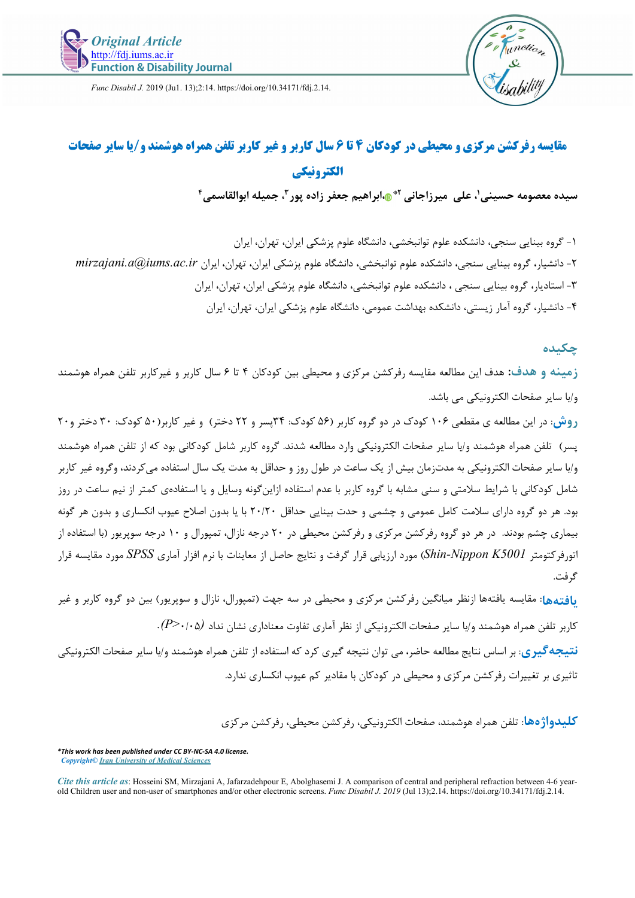# مقایسه رفرکشن مرکزی و محیطی در کودکان ۴ تا ۶ سال کاربر و غیر کاربر تلفن همراه هوشمند و/یا سایر صفحات الکترونیکی

**سیده معصومه حسینی[۱]، علی میرزاجانی[۲*]، ابراهیم جعفر زاده پور[۳]، جمیله ابوالقاسمی[۴]**

۱- گروه بینایی سنجی، دانشکده علوم توانبخشی، دانشگاه علوم پزشکی ایران، تهران، ایران

۲- دانشیار، گروه بینایی سنجی، دانشکده علوم توانبخشی، دانشگاه علوم پزشکی ایران، تهران، ایران *mirzajani.a@iums.ac.ir*

۳- استادیار، گروه بینایی سنجی ، دانشکده علوم توانبخشی، دانشگاه علوم پزشکی ایران، تهران، ایران

۴- دانشیار، گروه آمار زیستی، دانشکده بهداشت عمومی، دانشگاه علوم پزشکی ایران، تهران، ایران

## چکیده

**زمینه و هدف:** هدف این مطالعه مقایسه رفرکشن مرکزی و محیطی بین کودکان ۴ تا ۶ سال کاربر و غیرکاربر تلفن همراه هوشمند و/یا سایر صفحات الکترونیکی می باشد.

**روش**: در این مطالعه ی مقطعی ۱۰۶ کودک در دو گروه کاربر (۵۶ کودک: ۳۴پسر و ۲۲ دختر) و غیر کاربر(۵۰ کودک: ۳۰ دختر و۲۰ پسر) تلفن همراه هوشمند و/یا سایر صفحات الکترونیکی وارد مطالعه شدند. گروه کاربر شامل کودکانی بود که از تلفن همراه هوشمند و/یا سایر صفحات الکترونیکی به مدت‌زمان بیش از یک ساعت در طول روز و حداقل به مدت یک سال استفاده می‌کردند، وگروه غیر کاربر شامل کودکانی با شرایط سلامتی و سنی مشابه با گروه کاربر با عدم استفاده ازاین‌گونه وسایل و یا استفاده‌ی کمتر از نیم ساعت در روز بود. هر دو گروه دارای سلامت کامل عمومی و چشمی و حدت بینایی حداقل ۲۰/۲۰ با یا بدون اصلاح عیوب انکساری و بدون هر گونه بیماری چشم بودند. در هر دو گروه رفرکشن مرکزی و رفرکشن محیطی در ۲۰ درجه نازال، تمپورال و ۱۰ درجه سوپریور (با استفاده از اتورفرکتومتر *Shin-Nippon K5001*) مورد ارزیابی قرار گرفت و نتایج حاصل از معاینات با نرم افزار آماری *SPSS* مورد مقایسه قرار گرفت.

**یافته‌ها**: مقایسه یافته‌ها ازنظر میانگین رفرکشن مرکزی و محیطی در سه جهت (تمپورال، نازال و سوپریور) بین دو گروه کاربر و غیر کاربر تلفن همراه هوشمند و/یا سایر صفحات الکترونیکی از نظر آماری تفاوت معناداری نشان نداد $(P>0.05)$.

**نتیجه‌گیری**: بر اساس نتایج مطالعه حاضر، می توان نتیجه گیری کرد که استفاده از تلفن همراه هوشمند و/یا سایر صفحات الکترونیکی تاثیری بر تغییرات رفرکشن مرکزی و محیطی در کودکان با مقادیر کم عیوب انکساری ندارد.

**کلیدواژه‌ها**: تلفن همراه هوشمند، صفحات الکترونیکی، رفرکشن محیطی، رفرکشن مرکزی

*\*This work has been published under CC BY-NC-SA 4.0 license.*
*Copyright© Iran University of Medical Sciences*

*Cite this article as*: Hosseini SM, Mirzajani A, Jafarzadehpour E, Abolghasemi J. A comparison of central and peripheral refraction between 4-6 year-old Children user and non-user of smartphones and/or other electronic screens. *Func Disabil J. 2019* (Jul 13);2.14. https://doi.org/10.34171/fdj.2.14.